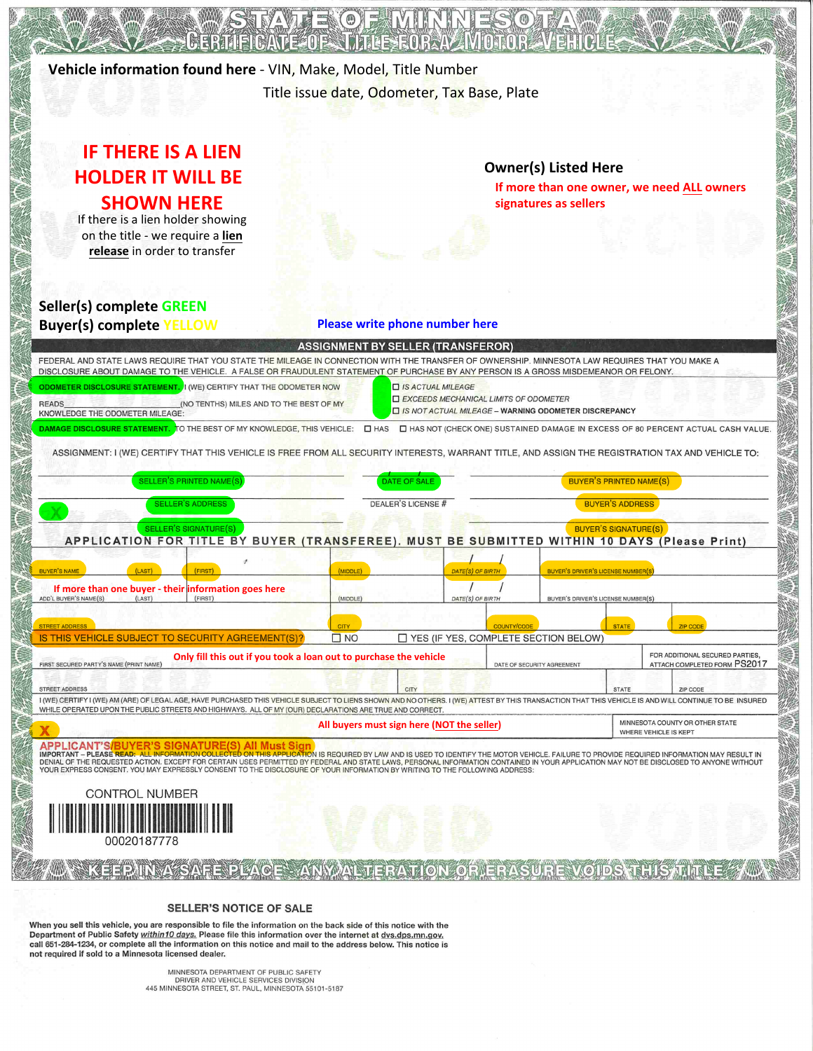# STATE OF MINNESOTA
## CERTIFICATE OF TITLE FOR A MOTOR VEHICLE

**Vehicle information found here** - VIN, Make, Model, Title Number
Title issue date, Odometer, Tax Base, Plate

**IF THERE IS A LIEN HOLDER IT WILL BE SHOWN HERE**
If there is a lien holder showing on the title - we require a **lien release** in order to transfer

**Owner(s) Listed Here**
**If more than one owner, we need ALL owners signatures as sellers**

**Seller(s) complete GREEN**
**Buyer(s) complete YELLOW**

**Please write phone number here**

## ASSIGNMENT BY SELLER (TRANSFEROR)

FEDERAL AND STATE LAWS REQUIRE THAT YOU STATE THE MILEAGE IN CONNECTION WITH THE TRANSFER OF OWNERSHIP. MINNESOTA LAW REQUIRES THAT YOU MAKE A DISCLOSURE ABOUT DAMAGE TO THE VEHICLE. A FALSE OR FRAUDULENT STATEMENT OF PURCHASE BY ANY PERSON IS A GROSS MISDEMEANOR OR FELONY.

ODOMETER DISCLOSURE STATEMENT. I (WE) CERTIFY THAT THE ODOMETER NOW READS_______________________(NO TENTHS) MILES AND TO THE BEST OF MY KNOWLEDGE THE ODOMETER MILEAGE:

- ☐ *IS ACTUAL MILEAGE*
- ☐ *EXCEEDS MECHANICAL LIMITS OF ODOMETER*
- ☐ *IS NOT ACTUAL MILEAGE* – **WARNING ODOMETER DISCREPANCY**

DAMAGE DISCLOSURE STATEMENT. TO THE BEST OF MY KNOWLEDGE, THIS VEHICLE: ☐ HAS ☐ HAS NOT (CHECK ONE) SUSTAINED DAMAGE IN EXCESS OF 80 PERCENT ACTUAL CASH VALUE.

ASSIGNMENT: I (WE) CERTIFY THAT THIS VEHICLE IS FREE FROM ALL SECURITY INTERESTS, WARRANT TITLE, AND ASSIGN THE REGISTRATION TAX AND VEHICLE TO:

| SELLER'S PRINTED NAME(S) | DATE OF SALE / / | BUYER'S PRINTED NAME(S) |
|---|---|---|
| SELLER'S ADDRESS | DEALER'S LICENSE # | BUYER'S ADDRESS |
| X SELLER'S SIGNATURE(S) | | BUYER'S SIGNATURE(S) |

## APPLICATION FOR TITLE BY BUYER (TRANSFEREE). MUST BE SUBMITTED WITHIN 10 DAYS (Please Print)

| BUYER'S NAME (LAST) | (FIRST) | (MIDDLE) | DATE(S) OF BIRTH / / | BUYER'S DRIVER'S LICENSE NUMBER(S) |
|---|---|---|---|---|
| ADD'L BUYER'S NAME(S) (LAST) | (FIRST) | (MIDDLE) | DATE(S) OF BIRTH / / | BUYER'S DRIVER'S LICENSE NUMBER(S) |

**If more than one buyer - their information goes here**

| STREET ADDRESS | CITY | COUNTY/CODE | STATE | ZIP CODE |
|---|---|---|---|---|

IS THIS VEHICLE SUBJECT TO SECURITY AGREEMENT(S)? ☐ NO ☐ YES (IF YES, COMPLETE SECTION BELOW)

**Only fill this out if you took a loan out to purchase the vehicle**

| FIRST SECURED PARTY'S NAME (PRINT NAME) | | DATE OF SECURITY AGREEMENT | FOR ADDITIONAL SECURED PARTIES, ATTACH COMPLETED FORM PS2017 |
|---|---|---|---|
| STREET ADDRESS | CITY | STATE | ZIP CODE |

I (WE) CERTIFY I (WE) AM (ARE) OF LEGAL AGE, HAVE PURCHASED THIS VEHICLE SUBJECT TO LIENS SHOWN AND NO OTHERS. I (WE) ATTEST BY THIS TRANSACTION THAT THIS VEHICLE IS AND WILL CONTINUE TO BE INSURED WHILE OPERATED UPON THE PUBLIC STREETS AND HIGHWAYS. ALL OF MY (OUR) DECLARATIONS ARE TRUE AND CORRECT.

X **All buyers must sign here (NOT the seller)**

MINNESOTA COUNTY OR OTHER STATE WHERE VEHICLE IS KEPT

**APPLICANT'S/BUYER'S SIGNATURE(S) All Must Sign**

IMPORTANT – PLEASE READ: ALL INFORMATION COLLECTED ON THIS APPLICATION IS REQUIRED BY LAW AND IS USED TO IDENTIFY THE MOTOR VEHICLE. FAILURE TO PROVIDE REQUIRED INFORMATION MAY RESULT IN DENIAL OF THE REQUESTED ACTION. EXCEPT FOR CERTAIN USES PERMITTED BY FEDERAL AND STATE LAWS, PERSONAL INFORMATION CONTAINED IN YOUR APPLICATION MAY NOT BE DISCLOSED TO ANYONE WITHOUT YOUR EXPRESS CONSENT. YOU MAY EXPRESSLY CONSENT TO THE DISCLOSURE OF YOUR INFORMATION BY WRITING TO THE FOLLOWING ADDRESS:

CONTROL NUMBER
00020187778

KEEP IN A SAFE PLACE. ANY ALTERATION OR ERASURE VOIDS THIS TITLE

### SELLER'S NOTICE OF SALE

When you sell this vehicle, you are responsible to file the information on the back side of this notice with the Department of Public Safety *within 10 days.* Please file this information over the internet at dvs.dps.mn.gov, call 651-284-1234, or complete all the information on this notice and mail to the address below. This notice is not required if sold to a Minnesota licensed dealer.

MINNESOTA DEPARTMENT OF PUBLIC SAFETY
DRIVER AND VEHICLE SERVICES DIVISION
445 MINNESOTA STREET, ST. PAUL, MINNESOTA 55101-5187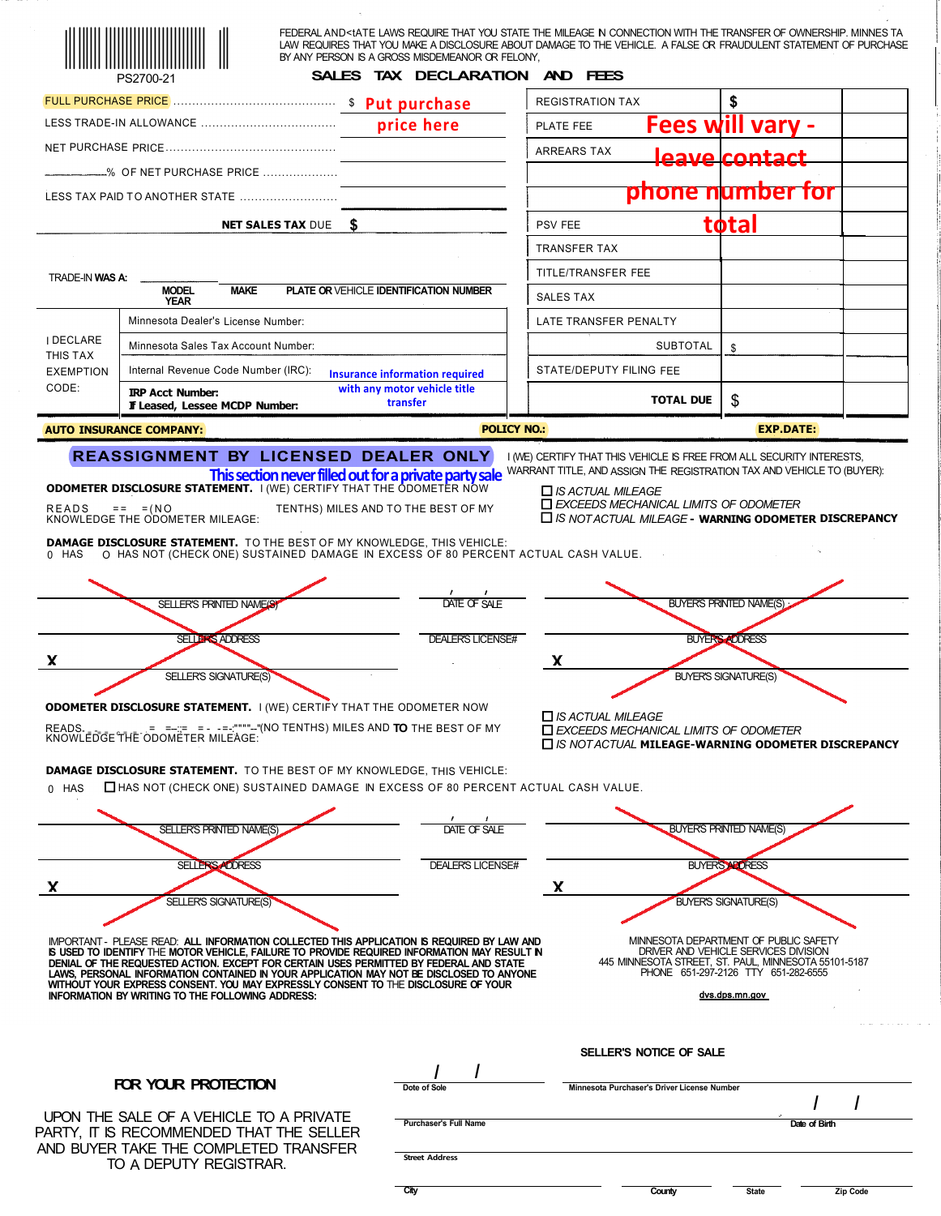PS2700-21

FEDERAL AND STATE LAWS REQUIRE THAT YOU STATE THE MILEAGE IN CONNECTION WITH THE TRANSFER OF OWNERSHIP. MINNESOTA LAW REQUIRES THAT YOU MAKE A DISCLOSURE ABOUT DAMAGE TO THE VEHICLE. A FALSE OR FRAUDULENT STATEMENT OF PURCHASE BY ANY PERSON IS A GROSS MISDEMEANOR OR FELONY,

## SALES TAX DECLARATION AND FEES

| | | | |
|---|---|---|---|
| FULL PURCHASE PRICE | $ Put purchase price here | REGISTRATION TAX | $ |
| LESS TRADE-IN ALLOWANCE | | PLATE FEE | Fees will vary - leave contact phone number for total |
| NET PURCHASE PRICE | | ARREARS TAX | |
| ____% OF NET PURCHASE PRICE | | | |
| LESS TAX PAID TO ANOTHER STATE | | | |
| NET SALES TAX DUE | $ | PSV FEE | |
| | | TRANSFER TAX | |
| | | TITLE/TRANSFER FEE | |
| | | SALES TAX | |
| | | LATE TRANSFER PENALTY | |
| | | SUBTOTAL | $ |
| | | STATE/DEPUTY FILING FEE | |
| | | TOTAL DUE | $ |

TRADE-IN WAS A: ____ MODEL YEAR ____ MAKE ____ PLATE OR VEHICLE IDENTIFICATION NUMBER

I DECLARE THIS TAX EXEMPTION CODE:
- Minnesota Dealer's License Number:
- Minnesota Sales Tax Account Number:
- Internal Revenue Code Number (IRC):
- IRP Acct Number:
- If Leased, Lessee MCDP Number:

Insurance information required with any motor vehicle title transfer

AUTO INSURANCE COMPANY: POLICY NO.: EXP.DATE:

## REASSIGNMENT BY LICENSED DEALER ONLY

This section never filled out for a private party sale

I (WE) CERTIFY THAT THIS VEHICLE IS FREE FROM ALL SECURITY INTERESTS, WARRANT TITLE, AND ASSIGN THE REGISTRATION TAX AND VEHICLE TO (BUYER):

**ODOMETER DISCLOSURE STATEMENT.** I (WE) CERTIFY THAT THE ODOMETER NOW READS ____ (NO TENTHS) MILES AND TO THE BEST OF MY KNOWLEDGE THE ODOMETER MILEAGE:

- ☐ *IS ACTUAL MILEAGE*
- ☐ *EXCEEDS MECHANICAL LIMITS OF ODOMETER*
- ☐ *IS NOT ACTUAL MILEAGE* - **WARNING ODOMETER DISCREPANCY**

**DAMAGE DISCLOSURE STATEMENT.** TO THE BEST OF MY KNOWLEDGE, THIS VEHICLE:
○ HAS ○ HAS NOT (CHECK ONE) SUSTAINED DAMAGE IN EXCESS OF 80 PERCENT ACTUAL CASH VALUE.

SELLER'S PRINTED NAME(S) ____ DATE OF SALE __/__/__ ____ BUYER'S PRINTED NAME(S)

SELLER'S ADDRESS ____ DEALER'S LICENSE# ____ BUYER'S ADDRESS

X SELLER'S SIGNATURE(S) ____ X BUYER'S SIGNATURE(S)

**ODOMETER DISCLOSURE STATEMENT.** I (WE) CERTIFY THAT THE ODOMETER NOW READS ____ (NO TENTHS) MILES AND **TO** THE BEST OF MY KNOWLEDGE THE ODOMETER MILEAGE:

- ☐ *IS ACTUAL MILEAGE*
- ☐ *EXCEEDS MECHANICAL LIMITS OF ODOMETER*
- ☐ *IS NOT ACTUAL* **MILEAGE-WARNING ODOMETER DISCREPANCY**

**DAMAGE DISCLOSURE STATEMENT.** TO THE BEST OF MY KNOWLEDGE, THIS VEHICLE:
○ HAS ☐ HAS NOT (CHECK ONE) SUSTAINED DAMAGE IN EXCESS OF 80 PERCENT ACTUAL CASH VALUE.

SELLER'S PRINTED NAME(S) ____ DATE OF SALE __/__/__ ____ BUYER'S PRINTED NAME(S)

SELLER'S ADDRESS ____ DEALER'S LICENSE# ____ BUYER'S ADDRESS

X SELLER'S SIGNATURE(S) ____ X BUYER'S SIGNATURE(S)

IMPORTANT - PLEASE READ: **ALL INFORMATION COLLECTED THIS APPLICATION IS REQUIRED BY LAW AND IS USED TO IDENTIFY THE MOTOR VEHICLE, FAILURE TO PROVIDE REQUIRED INFORMATION MAY RESULT IN DENIAL OF THE REQUESTED ACTION. EXCEPT FOR CERTAIN USES PERMITTED BY FEDERAL AND STATE LAWS, PERSONAL INFORMATION CONTAINED IN YOUR APPLICATION MAY NOT BE DISCLOSED TO ANYONE WITHOUT YOUR EXPRESS CONSENT. YOU MAY EXPRESSLY CONSENT TO THE DISCLOSURE OF YOUR INFORMATION BY WRITING TO THE FOLLOWING ADDRESS:**

MINNESOTA DEPARTMENT OF PUBLIC SAFETY
DRIVER AND VEHICLE SERVICES DIVISION
445 MINNESOTA STREET, ST. PAUL, MINNESOTA 55101-5187
PHONE 651-297-2126 TTY 651-282-6555

dvs.dps.mn.gov

### FOR YOUR PROTECTION

UPON THE SALE OF A VEHICLE TO A PRIVATE PARTY, IT IS RECOMMENDED THAT THE SELLER AND BUYER TAKE THE COMPLETED TRANSFER TO A DEPUTY REGISTRAR.

### SELLER'S NOTICE OF SALE

Date of Sale __/__/__ ____ Minnesota Purchaser's Driver License Number

Purchaser's Full Name ____ Date of Birth __/__/__

Street Address

City ____ County ____ State ____ Zip Code